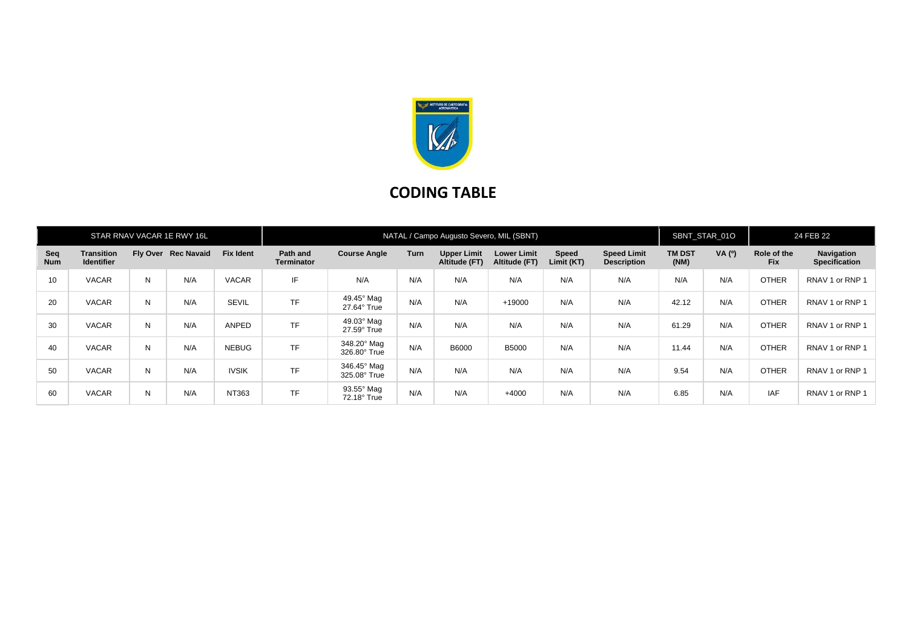# CODING TABLE

| STAR RNAV VACAR 1E RWY 16L | | | | | NATAL / Campo Augusto Severo, MIL (SBNT) | | | | | | | SBNT_STAR_01O | | 24 FEB 22 | |
|---|---|---|---|---|---|---|---|---|---|---|---|---|---|---|---|
| Seq Num | Transition Identifier | Fly Over | Rec Navaid | Fix Ident | Path and Terminator | Course Angle | Turn | Upper Limit Altitude (FT) | Lower Limit Altitude (FT) | Speed Limit (KT) | Speed Limit Description | TM DST (NM) | VA (º) | Role of the Fix | Navigation Specification |
| 10 | VACAR | N | N/A | VACAR | IF | N/A | N/A | N/A | N/A | N/A | N/A | N/A | N/A | OTHER | RNAV 1 or RNP 1 |
| 20 | VACAR | N | N/A | SEVIL | TF | 49.45° Mag 27.64° True | N/A | N/A | +19000 | N/A | N/A | 42.12 | N/A | OTHER | RNAV 1 or RNP 1 |
| 30 | VACAR | N | N/A | ANPED | TF | 49.03° Mag 27.59° True | N/A | N/A | N/A | N/A | N/A | 61.29 | N/A | OTHER | RNAV 1 or RNP 1 |
| 40 | VACAR | N | N/A | NEBUG | TF | 348.20° Mag 326.80° True | N/A | B6000 | B5000 | N/A | N/A | 11.44 | N/A | OTHER | RNAV 1 or RNP 1 |
| 50 | VACAR | N | N/A | IVSIK | TF | 346.45° Mag 325.08° True | N/A | N/A | N/A | N/A | N/A | 9.54 | N/A | OTHER | RNAV 1 or RNP 1 |
| 60 | VACAR | N | N/A | NT363 | TF | 93.55° Mag 72.18° True | N/A | N/A | +4000 | N/A | N/A | 6.85 | N/A | IAF | RNAV 1 or RNP 1 |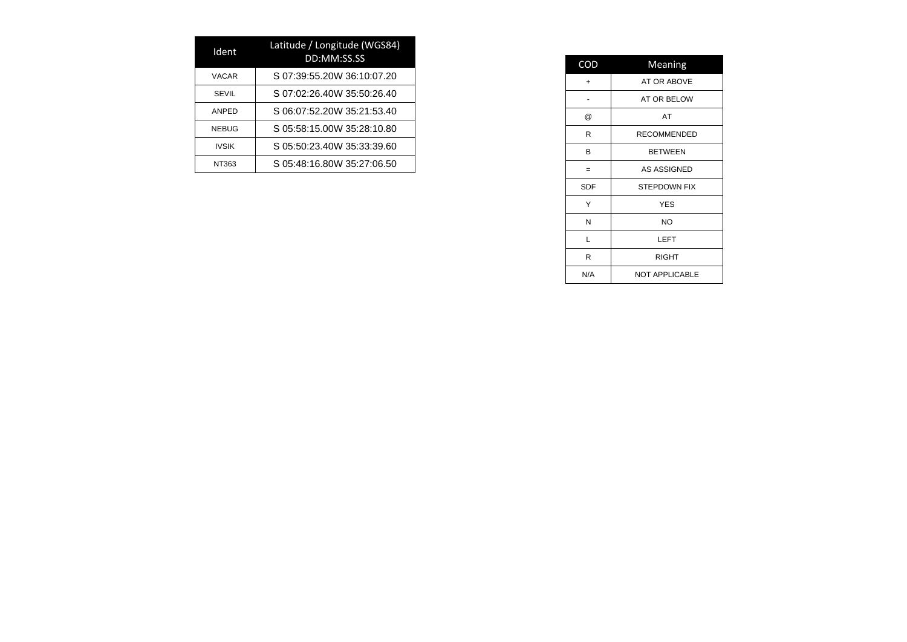| Ident | Latitude / Longitude (WGS84) DD:MM:SS.SS |
|---|---|
| VACAR | S 07:39:55.20W 36:10:07.20 |
| SEVIL | S 07:02:26.40W 35:50:26.40 |
| ANPED | S 06:07:52.20W 35:21:53.40 |
| NEBUG | S 05:58:15.00W 35:28:10.80 |
| IVSIK | S 05:50:23.40W 35:33:39.60 |
| NT363 | S 05:48:16.80W 35:27:06.50 |

| COD | Meaning |
|---|---|
| + | AT OR ABOVE |
| - | AT OR BELOW |
| @ | AT |
| R | RECOMMENDED |
| B | BETWEEN |
| = | AS ASSIGNED |
| SDF | STEPDOWN FIX |
| Y | YES |
| N | NO |
| L | LEFT |
| R | RIGHT |
| N/A | NOT APPLICABLE |